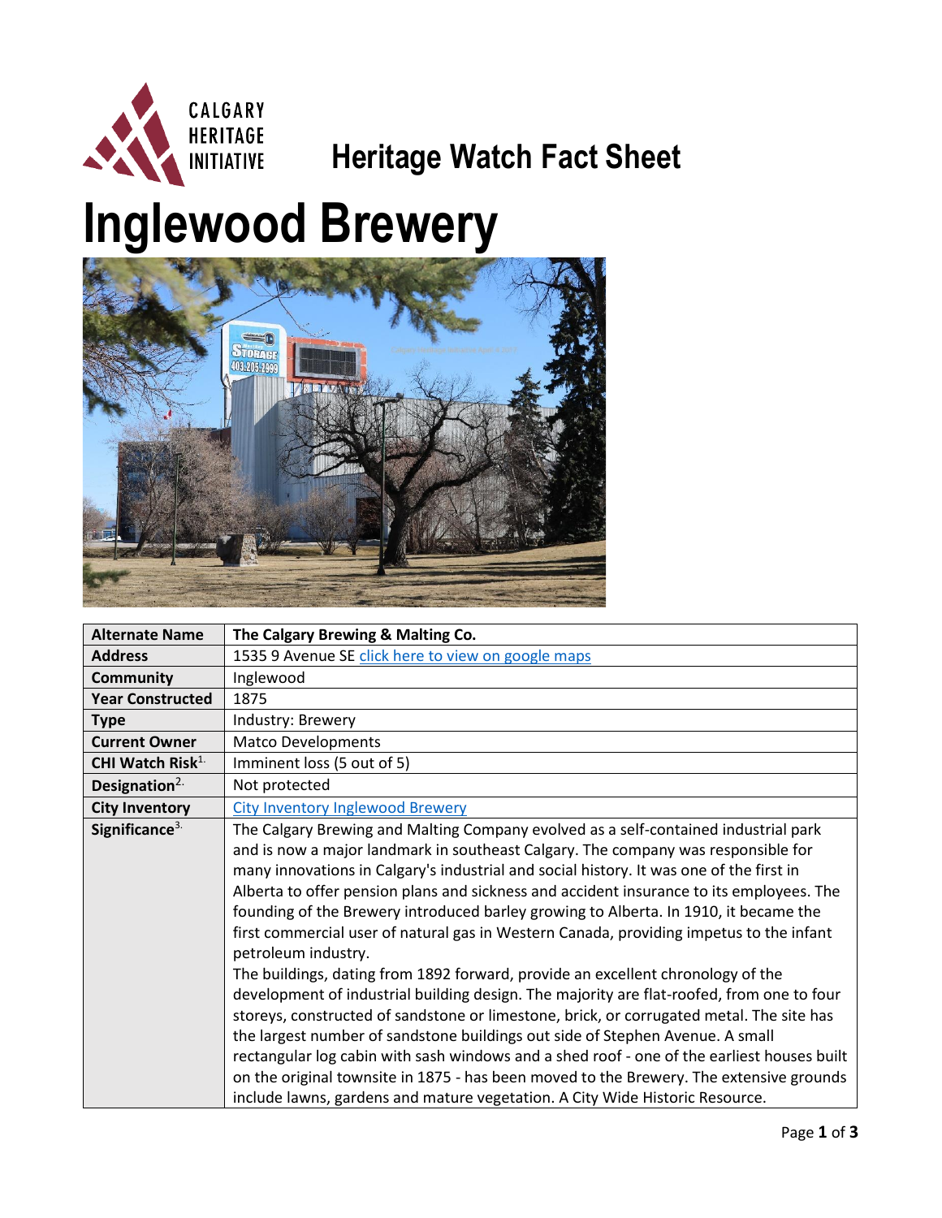Heritage Watch Fact Sheet

# Inglewood Brewery

| Alternate Name | The Calgary Brewing & Malting Co. |
|---|---|
| Address | 1535 9 Avenue SE click here to view on google maps |
| Community | Inglewood |
| Year Constructed | 1875 |
| Type | Industry: Brewery |
| Current Owner | Matco Developments |
| CHI Watch Risk[1.] | Imminent loss (5 out of 5) |
| Designation[2.] | Not protected |
| City Inventory | City Inventory Inglewood Brewery |
| Significance[3.] | The Calgary Brewing and Malting Company evolved as a self-contained industrial park and is now a major landmark in southeast Calgary. The company was responsible for many innovations in Calgary's industrial and social history. It was one of the first in Alberta to offer pension plans and sickness and accident insurance to its employees. The founding of the Brewery introduced barley growing to Alberta. In 1910, it became the first commercial user of natural gas in Western Canada, providing impetus to the infant petroleum industry. The buildings, dating from 1892 forward, provide an excellent chronology of the development of industrial building design. The majority are flat-roofed, from one to four storeys, constructed of sandstone or limestone, brick, or corrugated metal. The site has the largest number of sandstone buildings out side of Stephen Avenue. A small rectangular log cabin with sash windows and a shed roof - one of the earliest houses built on the original townsite in 1875 - has been moved to the Brewery. The extensive grounds include lawns, gardens and mature vegetation. A City Wide Historic Resource. |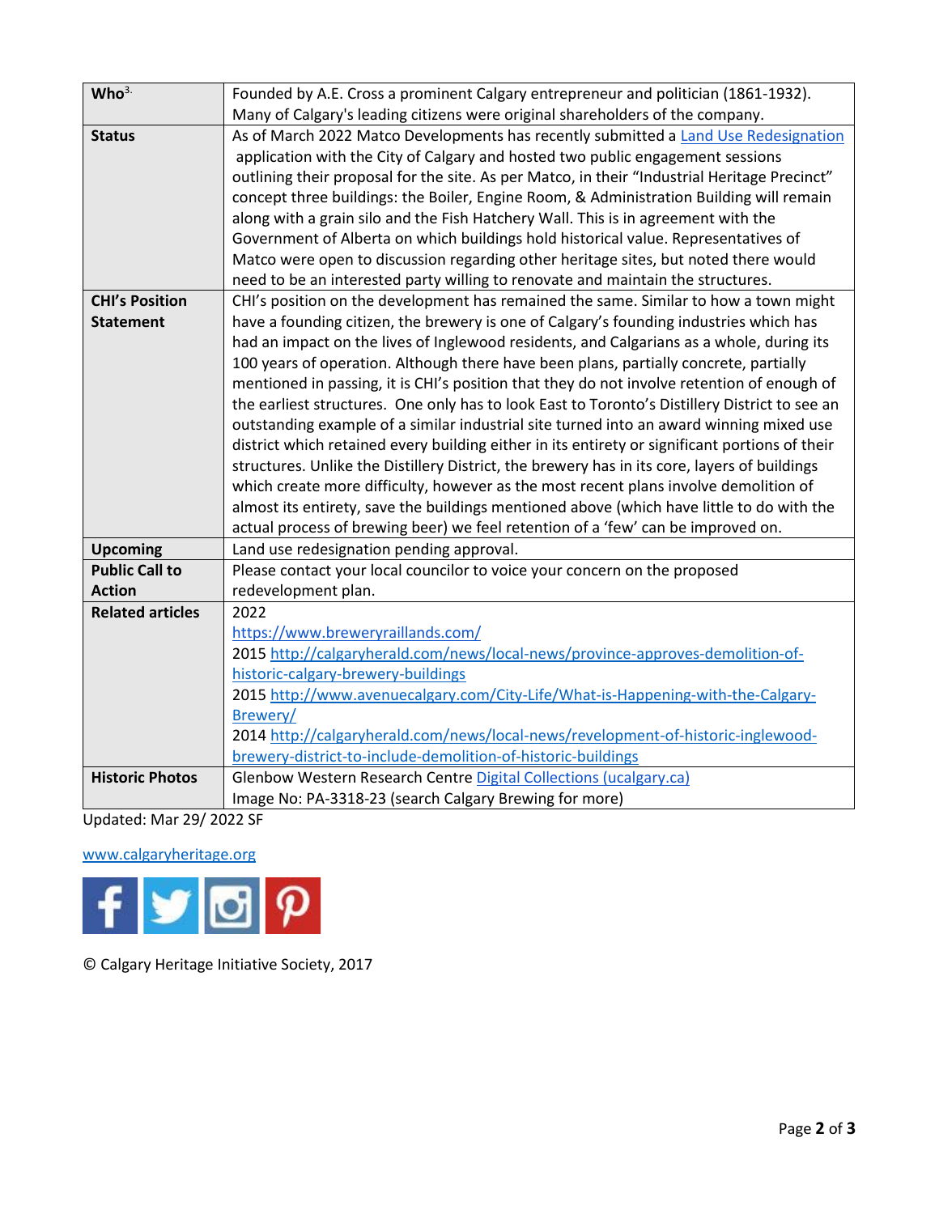| | |
|---|---|
| **Who**[3.] | Founded by A.E. Cross a prominent Calgary entrepreneur and politician (1861-1932). Many of Calgary's leading citizens were original shareholders of the company. |
| **Status** | As of March 2022 Matco Developments has recently submitted a [Land Use Redesignation](#) application with the City of Calgary and hosted two public engagement sessions outlining their proposal for the site. As per Matco, in their "Industrial Heritage Precinct" concept three buildings: the Boiler, Engine Room, & Administration Building will remain along with a grain silo and the Fish Hatchery Wall. This is in agreement with the Government of Alberta on which buildings hold historical value. Representatives of Matco were open to discussion regarding other heritage sites, but noted there would need to be an interested party willing to renovate and maintain the structures. |
| **CHI's Position Statement** | CHI's position on the development has remained the same. Similar to how a town might have a founding citizen, the brewery is one of Calgary's founding industries which has had an impact on the lives of Inglewood residents, and Calgarians as a whole, during its 100 years of operation. Although there have been plans, partially concrete, partially mentioned in passing, it is CHI's position that they do not involve retention of enough of the earliest structures. One only has to look East to Toronto's Distillery District to see an outstanding example of a similar industrial site turned into an award winning mixed use district which retained every building either in its entirety or significant portions of their structures. Unlike the Distillery District, the brewery has in its core, layers of buildings which create more difficulty, however as the most recent plans involve demolition of almost its entirety, save the buildings mentioned above (which have little to do with the actual process of brewing beer) we feel retention of a 'few' can be improved on. |
| **Upcoming** | Land use redesignation pending approval. |
| **Public Call to Action** | Please contact your local councilor to voice your concern on the proposed redevelopment plan. |
| **Related articles** | 2022<br>https://www.breweryraillands.com/<br>2015 http://calgaryherald.com/news/local-news/province-approves-demolition-of-historic-calgary-brewery-buildings<br>2015 http://www.avenuecalgary.com/City-Life/What-is-Happening-with-the-Calgary-Brewery/<br>2014 http://calgaryherald.com/news/local-news/revelopment-of-historic-inglewood-brewery-district-to-include-demolition-of-historic-buildings |
| **Historic Photos** | Glenbow Western Research Centre [Digital Collections (ucalgary.ca)](#)<br>Image No: PA-3318-23 (search Calgary Brewing for more) |

Updated: Mar 29/ 2022 SF

www.calgaryheritage.org

© Calgary Heritage Initiative Society, 2017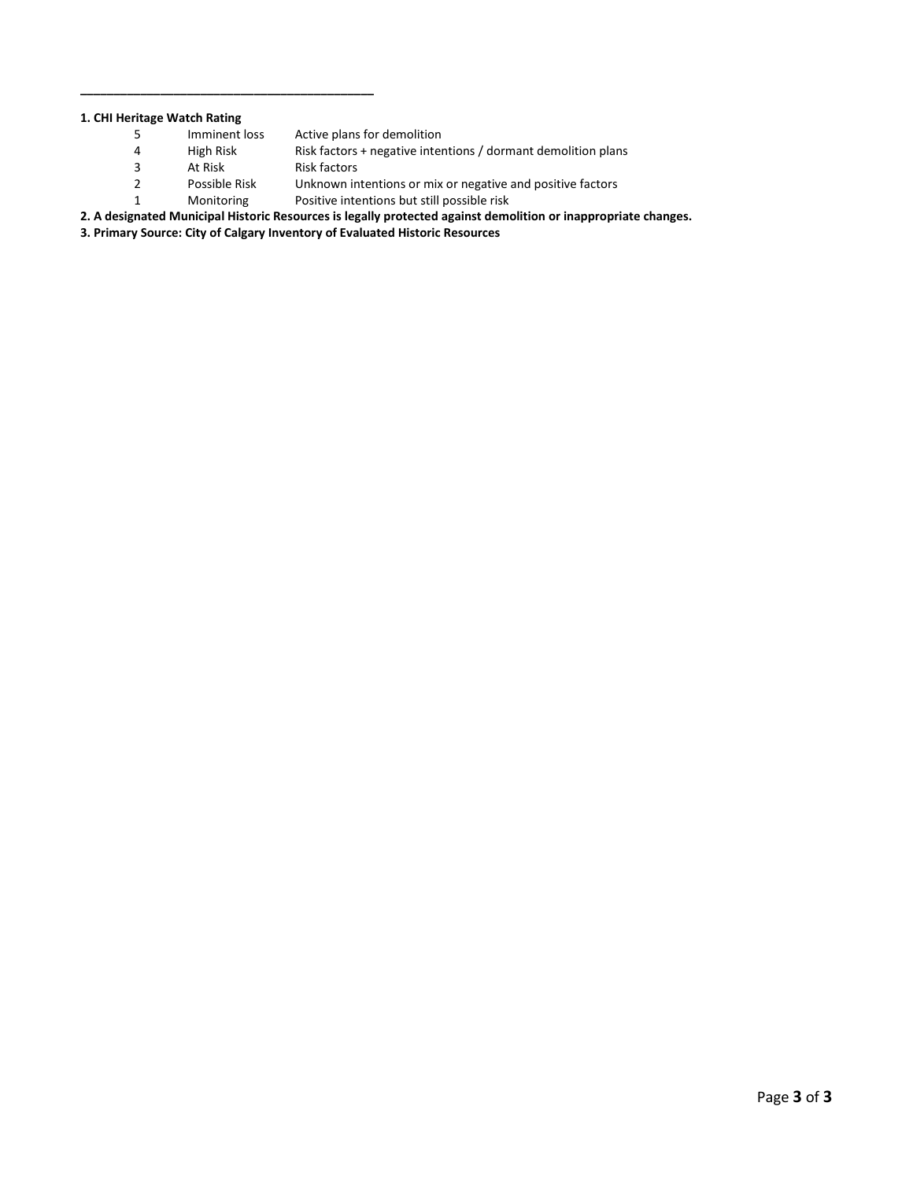---

**1. CHI Heritage Watch Rating**

| | | |
|---|---|---|
| 5 | Imminent loss | Active plans for demolition |
| 4 | High Risk | Risk factors + negative intentions / dormant demolition plans |
| 3 | At Risk | Risk factors |
| 2 | Possible Risk | Unknown intentions or mix or negative and positive factors |
| 1 | Monitoring | Positive intentions but still possible risk |

**2. A designated Municipal Historic Resources is legally protected against demolition or inappropriate changes.**

**3. Primary Source: City of Calgary Inventory of Evaluated Historic Resources**